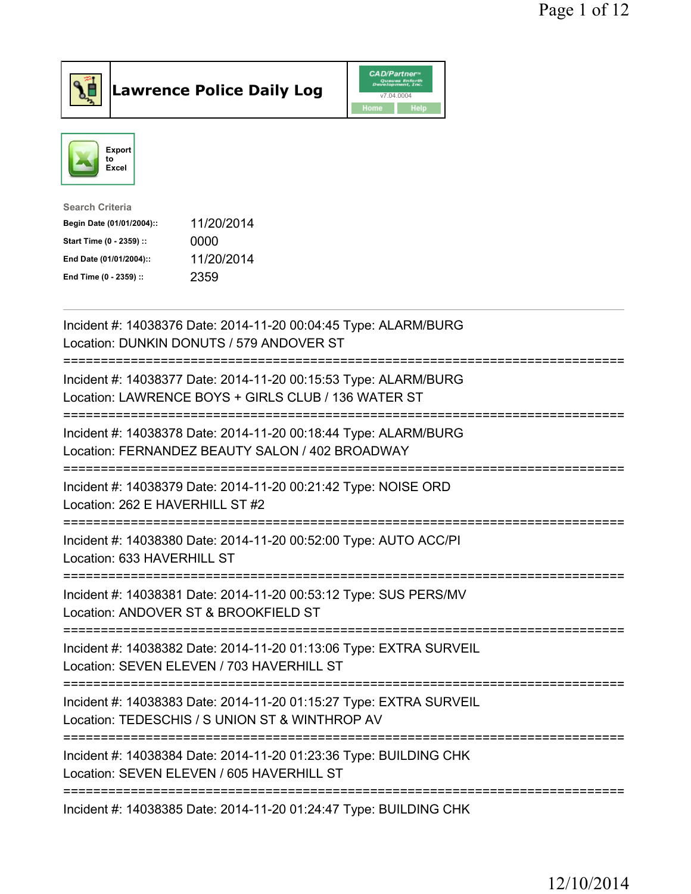# Lawrence Police Daily Log

Export to Excel

**Search Criteria**

| | |
|---|---|
| **Begin Date (01/01/2004)::** | 11/20/2014 |
| **Start Time (0 - 2359) ::** | 0000 |
| **End Date (01/01/2004)::** | 11/20/2014 |
| **End Time (0 - 2359) ::** | 2359 |

---

Incident #: 14038376 Date: 2014-11-20 00:04:45 Type: ALARM/BURG
Location: DUNKIN DONUTS / 579 ANDOVER ST

===========================================================================

Incident #: 14038377 Date: 2014-11-20 00:15:53 Type: ALARM/BURG
Location: LAWRENCE BOYS + GIRLS CLUB / 136 WATER ST

===========================================================================

Incident #: 14038378 Date: 2014-11-20 00:18:44 Type: ALARM/BURG
Location: FERNANDEZ BEAUTY SALON / 402 BROADWAY

===========================================================================

Incident #: 14038379 Date: 2014-11-20 00:21:42 Type: NOISE ORD
Location: 262 E HAVERHILL ST #2

===========================================================================

Incident #: 14038380 Date: 2014-11-20 00:52:00 Type: AUTO ACC/PI
Location: 633 HAVERHILL ST

===========================================================================

Incident #: 14038381 Date: 2014-11-20 00:53:12 Type: SUS PERS/MV
Location: ANDOVER ST & BROOKFIELD ST

===========================================================================

Incident #: 14038382 Date: 2014-11-20 01:13:06 Type: EXTRA SURVEIL
Location: SEVEN ELEVEN / 703 HAVERHILL ST

===========================================================================

Incident #: 14038383 Date: 2014-11-20 01:15:27 Type: EXTRA SURVEIL
Location: TEDESCHIS / S UNION ST & WINTHROP AV

===========================================================================

Incident #: 14038384 Date: 2014-11-20 01:23:36 Type: BUILDING CHK
Location: SEVEN ELEVEN / 605 HAVERHILL ST

===========================================================================

Incident #: 14038385 Date: 2014-11-20 01:24:47 Type: BUILDING CHK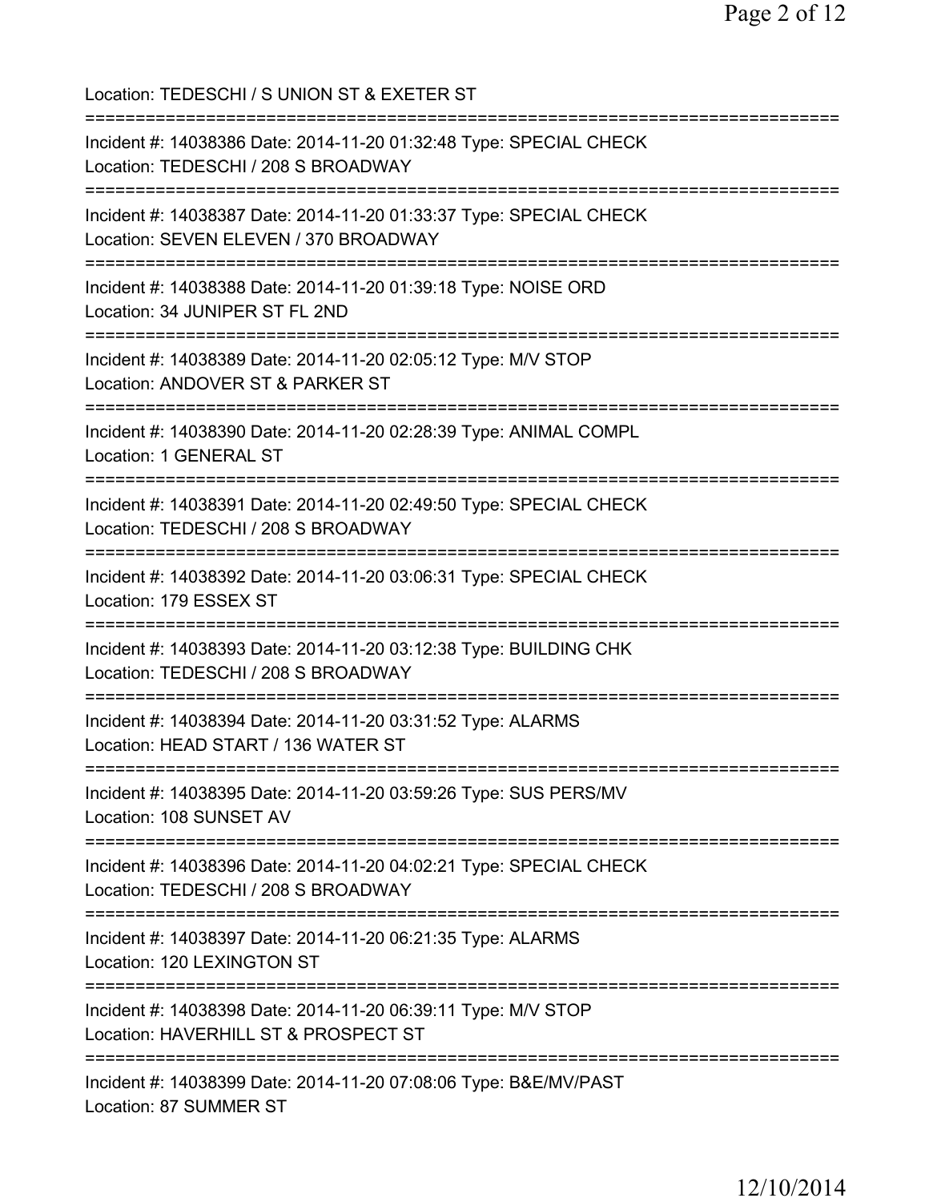Location: TEDESCHI / S UNION ST & EXETER ST

===========================================================================

Incident #: 14038386 Date: 2014-11-20 01:32:48 Type: SPECIAL CHECK
Location: TEDESCHI / 208 S BROADWAY

===========================================================================

Incident #: 14038387 Date: 2014-11-20 01:33:37 Type: SPECIAL CHECK
Location: SEVEN ELEVEN / 370 BROADWAY

===========================================================================

Incident #: 14038388 Date: 2014-11-20 01:39:18 Type: NOISE ORD
Location: 34 JUNIPER ST FL 2ND

===========================================================================

Incident #: 14038389 Date: 2014-11-20 02:05:12 Type: M/V STOP
Location: ANDOVER ST & PARKER ST

===========================================================================

Incident #: 14038390 Date: 2014-11-20 02:28:39 Type: ANIMAL COMPL
Location: 1 GENERAL ST

===========================================================================

Incident #: 14038391 Date: 2014-11-20 02:49:50 Type: SPECIAL CHECK
Location: TEDESCHI / 208 S BROADWAY

===========================================================================

Incident #: 14038392 Date: 2014-11-20 03:06:31 Type: SPECIAL CHECK
Location: 179 ESSEX ST

===========================================================================

Incident #: 14038393 Date: 2014-11-20 03:12:38 Type: BUILDING CHK
Location: TEDESCHI / 208 S BROADWAY

===========================================================================

Incident #: 14038394 Date: 2014-11-20 03:31:52 Type: ALARMS
Location: HEAD START / 136 WATER ST

===========================================================================

Incident #: 14038395 Date: 2014-11-20 03:59:26 Type: SUS PERS/MV
Location: 108 SUNSET AV

===========================================================================

Incident #: 14038396 Date: 2014-11-20 04:02:21 Type: SPECIAL CHECK
Location: TEDESCHI / 208 S BROADWAY

===========================================================================

Incident #: 14038397 Date: 2014-11-20 06:21:35 Type: ALARMS
Location: 120 LEXINGTON ST

===========================================================================

Incident #: 14038398 Date: 2014-11-20 06:39:11 Type: M/V STOP
Location: HAVERHILL ST & PROSPECT ST

===========================================================================

Incident #: 14038399 Date: 2014-11-20 07:08:06 Type: B&E/MV/PAST
Location: 87 SUMMER ST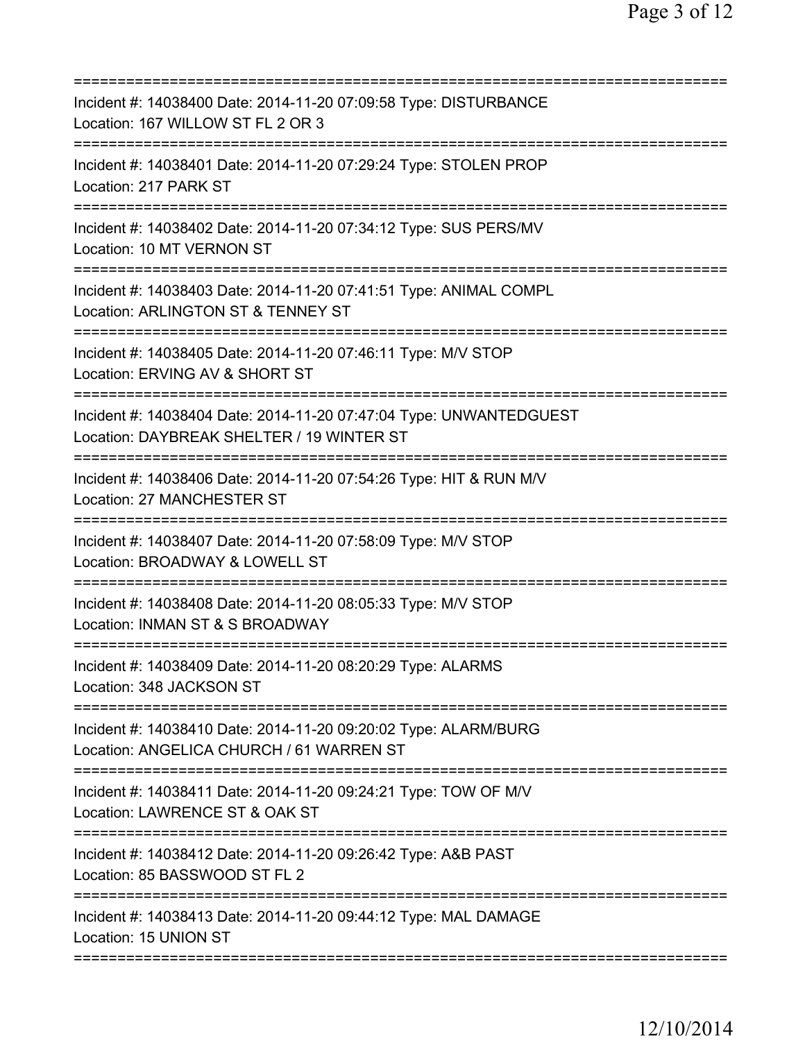===========================================================================

Incident #: 14038400 Date: 2014-11-20 07:09:58 Type: DISTURBANCE
Location: 167 WILLOW ST FL 2 OR 3

===========================================================================

Incident #: 14038401 Date: 2014-11-20 07:29:24 Type: STOLEN PROP
Location: 217 PARK ST

===========================================================================

Incident #: 14038402 Date: 2014-11-20 07:34:12 Type: SUS PERS/MV
Location: 10 MT VERNON ST

===========================================================================

Incident #: 14038403 Date: 2014-11-20 07:41:51 Type: ANIMAL COMPL
Location: ARLINGTON ST & TENNEY ST

===========================================================================

Incident #: 14038405 Date: 2014-11-20 07:46:11 Type: M/V STOP
Location: ERVING AV & SHORT ST

===========================================================================

Incident #: 14038404 Date: 2014-11-20 07:47:04 Type: UNWANTEDGUEST
Location: DAYBREAK SHELTER / 19 WINTER ST

===========================================================================

Incident #: 14038406 Date: 2014-11-20 07:54:26 Type: HIT & RUN M/V
Location: 27 MANCHESTER ST

===========================================================================

Incident #: 14038407 Date: 2014-11-20 07:58:09 Type: M/V STOP
Location: BROADWAY & LOWELL ST

===========================================================================

Incident #: 14038408 Date: 2014-11-20 08:05:33 Type: M/V STOP
Location: INMAN ST & S BROADWAY

===========================================================================

Incident #: 14038409 Date: 2014-11-20 08:20:29 Type: ALARMS
Location: 348 JACKSON ST

===========================================================================

Incident #: 14038410 Date: 2014-11-20 09:20:02 Type: ALARM/BURG
Location: ANGELICA CHURCH / 61 WARREN ST

===========================================================================

Incident #: 14038411 Date: 2014-11-20 09:24:21 Type: TOW OF M/V
Location: LAWRENCE ST & OAK ST

===========================================================================

Incident #: 14038412 Date: 2014-11-20 09:26:42 Type: A&B PAST
Location: 85 BASSWOOD ST FL 2

===========================================================================

Incident #: 14038413 Date: 2014-11-20 09:44:12 Type: MAL DAMAGE
Location: 15 UNION ST

===========================================================================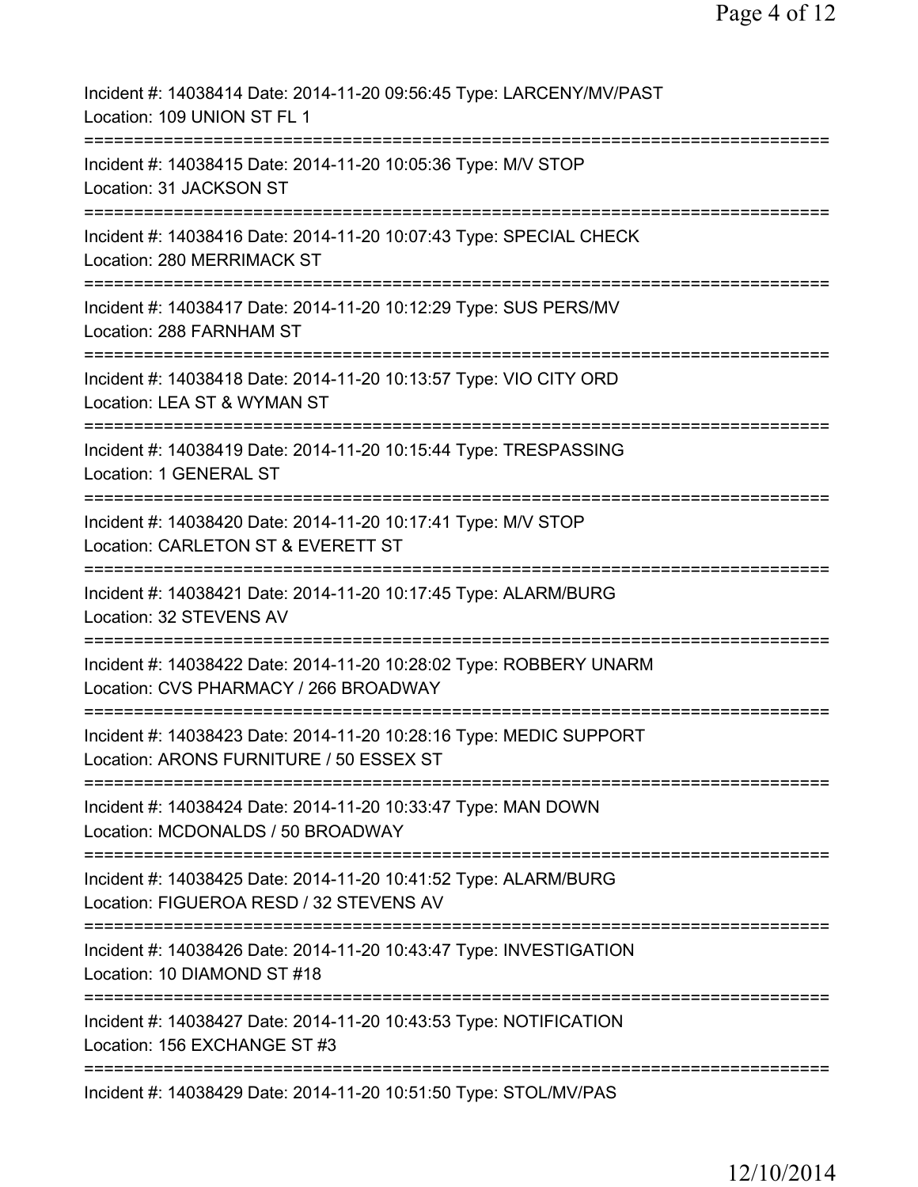Incident #: 14038414 Date: 2014-11-20 09:56:45 Type: LARCENY/MV/PAST
Location: 109 UNION ST FL 1

===========================================================================

Incident #: 14038415 Date: 2014-11-20 10:05:36 Type: M/V STOP
Location: 31 JACKSON ST

===========================================================================

Incident #: 14038416 Date: 2014-11-20 10:07:43 Type: SPECIAL CHECK
Location: 280 MERRIMACK ST

===========================================================================

Incident #: 14038417 Date: 2014-11-20 10:12:29 Type: SUS PERS/MV
Location: 288 FARNHAM ST

===========================================================================

Incident #: 14038418 Date: 2014-11-20 10:13:57 Type: VIO CITY ORD
Location: LEA ST & WYMAN ST

===========================================================================

Incident #: 14038419 Date: 2014-11-20 10:15:44 Type: TRESPASSING
Location: 1 GENERAL ST

===========================================================================

Incident #: 14038420 Date: 2014-11-20 10:17:41 Type: M/V STOP
Location: CARLETON ST & EVERETT ST

===========================================================================

Incident #: 14038421 Date: 2014-11-20 10:17:45 Type: ALARM/BURG
Location: 32 STEVENS AV

===========================================================================

Incident #: 14038422 Date: 2014-11-20 10:28:02 Type: ROBBERY UNARM
Location: CVS PHARMACY / 266 BROADWAY

===========================================================================

Incident #: 14038423 Date: 2014-11-20 10:28:16 Type: MEDIC SUPPORT
Location: ARONS FURNITURE / 50 ESSEX ST

===========================================================================

Incident #: 14038424 Date: 2014-11-20 10:33:47 Type: MAN DOWN
Location: MCDONALDS / 50 BROADWAY

===========================================================================

Incident #: 14038425 Date: 2014-11-20 10:41:52 Type: ALARM/BURG
Location: FIGUEROA RESD / 32 STEVENS AV

===========================================================================

Incident #: 14038426 Date: 2014-11-20 10:43:47 Type: INVESTIGATION
Location: 10 DIAMOND ST #18

===========================================================================

Incident #: 14038427 Date: 2014-11-20 10:43:53 Type: NOTIFICATION
Location: 156 EXCHANGE ST #3

===========================================================================

Incident #: 14038429 Date: 2014-11-20 10:51:50 Type: STOL/MV/PAS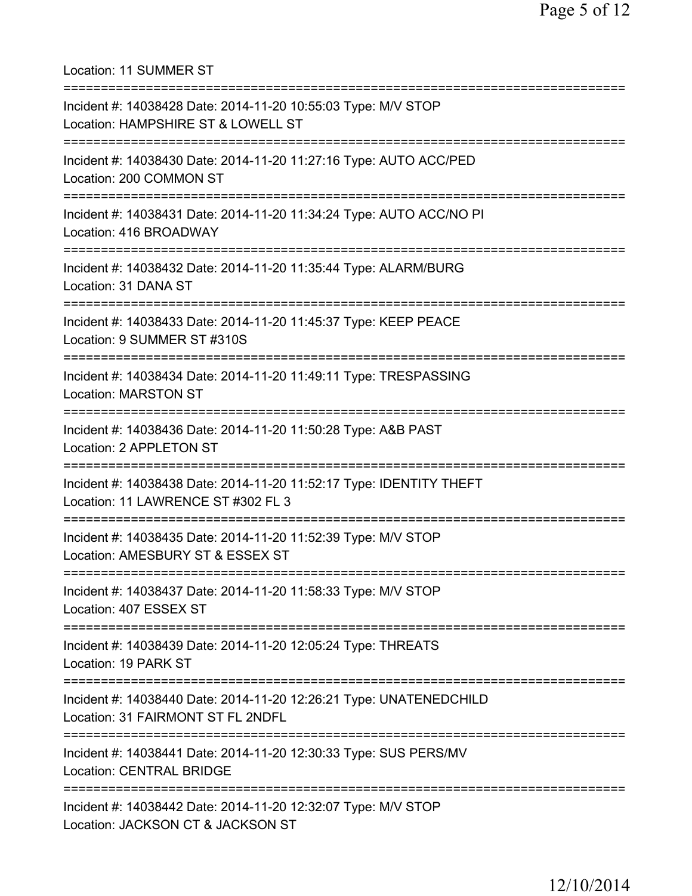Location: 11 SUMMER ST

===========================================================================

Incident #: 14038428 Date: 2014-11-20 10:55:03 Type: M/V STOP
Location: HAMPSHIRE ST & LOWELL ST

===========================================================================

Incident #: 14038430 Date: 2014-11-20 11:27:16 Type: AUTO ACC/PED
Location: 200 COMMON ST

===========================================================================

Incident #: 14038431 Date: 2014-11-20 11:34:24 Type: AUTO ACC/NO PI
Location: 416 BROADWAY

===========================================================================

Incident #: 14038432 Date: 2014-11-20 11:35:44 Type: ALARM/BURG
Location: 31 DANA ST

===========================================================================

Incident #: 14038433 Date: 2014-11-20 11:45:37 Type: KEEP PEACE
Location: 9 SUMMER ST #310S

===========================================================================

Incident #: 14038434 Date: 2014-11-20 11:49:11 Type: TRESPASSING
Location: MARSTON ST

===========================================================================

Incident #: 14038436 Date: 2014-11-20 11:50:28 Type: A&B PAST
Location: 2 APPLETON ST

===========================================================================

Incident #: 14038438 Date: 2014-11-20 11:52:17 Type: IDENTITY THEFT
Location: 11 LAWRENCE ST #302 FL 3

===========================================================================

Incident #: 14038435 Date: 2014-11-20 11:52:39 Type: M/V STOP
Location: AMESBURY ST & ESSEX ST

===========================================================================

Incident #: 14038437 Date: 2014-11-20 11:58:33 Type: M/V STOP
Location: 407 ESSEX ST

===========================================================================

Incident #: 14038439 Date: 2014-11-20 12:05:24 Type: THREATS
Location: 19 PARK ST

===========================================================================

Incident #: 14038440 Date: 2014-11-20 12:26:21 Type: UNATENEDCHILD
Location: 31 FAIRMONT ST FL 2NDFL

===========================================================================

Incident #: 14038441 Date: 2014-11-20 12:30:33 Type: SUS PERS/MV
Location: CENTRAL BRIDGE

===========================================================================

Incident #: 14038442 Date: 2014-11-20 12:32:07 Type: M/V STOP
Location: JACKSON CT & JACKSON ST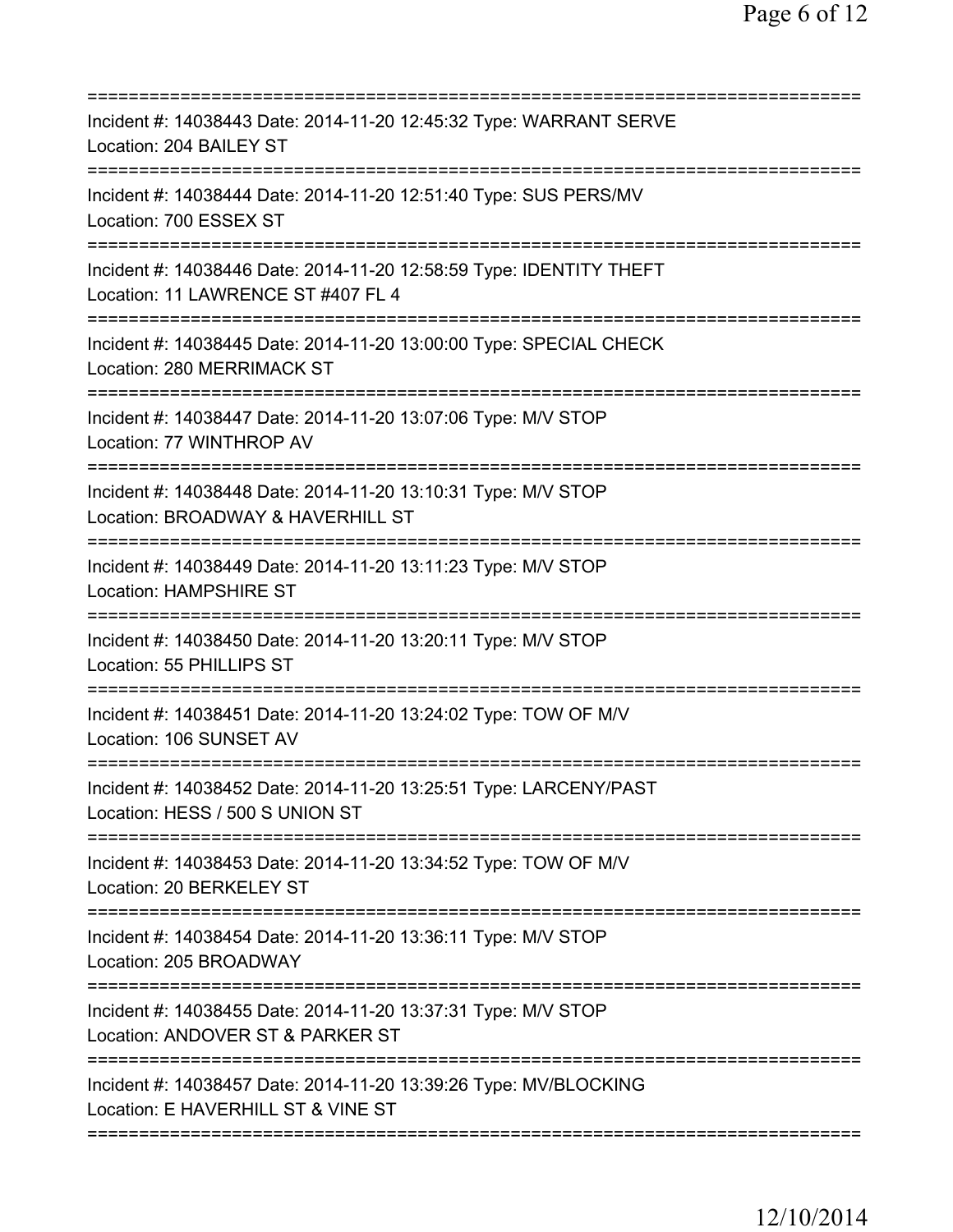===========================================================================
Incident #: 14038443 Date: 2014-11-20 12:45:32 Type: WARRANT SERVE
Location: 204 BAILEY ST
===========================================================================
Incident #: 14038444 Date: 2014-11-20 12:51:40 Type: SUS PERS/MV
Location: 700 ESSEX ST
===========================================================================
Incident #: 14038446 Date: 2014-11-20 12:58:59 Type: IDENTITY THEFT
Location: 11 LAWRENCE ST #407 FL 4
===========================================================================
Incident #: 14038445 Date: 2014-11-20 13:00:00 Type: SPECIAL CHECK
Location: 280 MERRIMACK ST
===========================================================================
Incident #: 14038447 Date: 2014-11-20 13:07:06 Type: M/V STOP
Location: 77 WINTHROP AV
===========================================================================
Incident #: 14038448 Date: 2014-11-20 13:10:31 Type: M/V STOP
Location: BROADWAY & HAVERHILL ST
===========================================================================
Incident #: 14038449 Date: 2014-11-20 13:11:23 Type: M/V STOP
Location: HAMPSHIRE ST
===========================================================================
Incident #: 14038450 Date: 2014-11-20 13:20:11 Type: M/V STOP
Location: 55 PHILLIPS ST
===========================================================================
Incident #: 14038451 Date: 2014-11-20 13:24:02 Type: TOW OF M/V
Location: 106 SUNSET AV
===========================================================================
Incident #: 14038452 Date: 2014-11-20 13:25:51 Type: LARCENY/PAST
Location: HESS / 500 S UNION ST
===========================================================================
Incident #: 14038453 Date: 2014-11-20 13:34:52 Type: TOW OF M/V
Location: 20 BERKELEY ST
===========================================================================
Incident #: 14038454 Date: 2014-11-20 13:36:11 Type: M/V STOP
Location: 205 BROADWAY
===========================================================================
Incident #: 14038455 Date: 2014-11-20 13:37:31 Type: M/V STOP
Location: ANDOVER ST & PARKER ST
===========================================================================
Incident #: 14038457 Date: 2014-11-20 13:39:26 Type: MV/BLOCKING
Location: E HAVERHILL ST & VINE ST
===========================================================================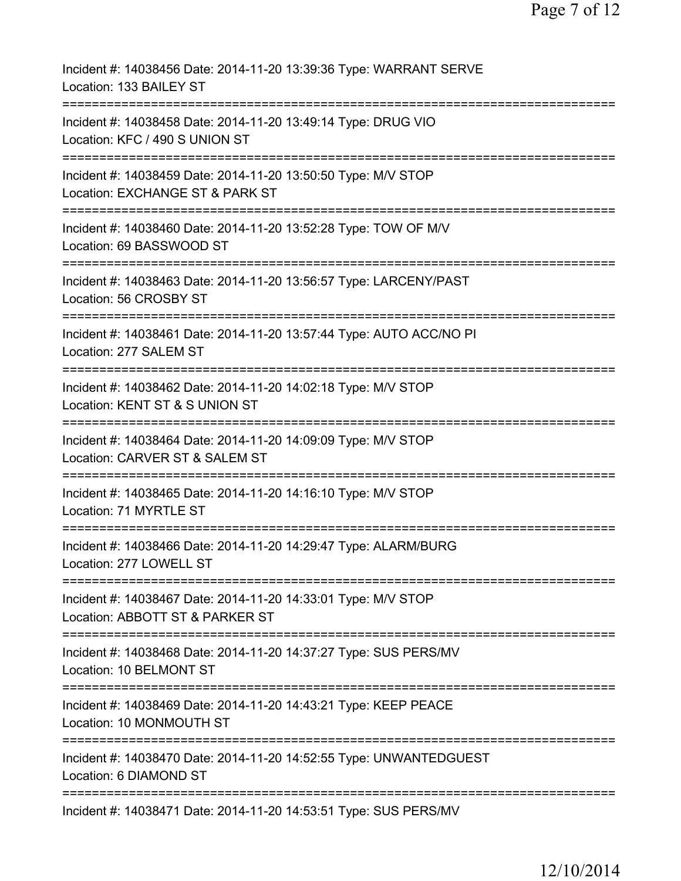Incident #: 14038456 Date: 2014-11-20 13:39:36 Type: WARRANT SERVE
Location: 133 BAILEY ST
===========================================================================
Incident #: 14038458 Date: 2014-11-20 13:49:14 Type: DRUG VIO
Location: KFC / 490 S UNION ST
===========================================================================
Incident #: 14038459 Date: 2014-11-20 13:50:50 Type: M/V STOP
Location: EXCHANGE ST & PARK ST
===========================================================================
Incident #: 14038460 Date: 2014-11-20 13:52:28 Type: TOW OF M/V
Location: 69 BASSWOOD ST
===========================================================================
Incident #: 14038463 Date: 2014-11-20 13:56:57 Type: LARCENY/PAST
Location: 56 CROSBY ST
===========================================================================
Incident #: 14038461 Date: 2014-11-20 13:57:44 Type: AUTO ACC/NO PI
Location: 277 SALEM ST
===========================================================================
Incident #: 14038462 Date: 2014-11-20 14:02:18 Type: M/V STOP
Location: KENT ST & S UNION ST
===========================================================================
Incident #: 14038464 Date: 2014-11-20 14:09:09 Type: M/V STOP
Location: CARVER ST & SALEM ST
===========================================================================
Incident #: 14038465 Date: 2014-11-20 14:16:10 Type: M/V STOP
Location: 71 MYRTLE ST
===========================================================================
Incident #: 14038466 Date: 2014-11-20 14:29:47 Type: ALARM/BURG
Location: 277 LOWELL ST
===========================================================================
Incident #: 14038467 Date: 2014-11-20 14:33:01 Type: M/V STOP
Location: ABBOTT ST & PARKER ST
===========================================================================
Incident #: 14038468 Date: 2014-11-20 14:37:27 Type: SUS PERS/MV
Location: 10 BELMONT ST
===========================================================================
Incident #: 14038469 Date: 2014-11-20 14:43:21 Type: KEEP PEACE
Location: 10 MONMOUTH ST
===========================================================================
Incident #: 14038470 Date: 2014-11-20 14:52:55 Type: UNWANTEDGUEST
Location: 6 DIAMOND ST
===========================================================================
Incident #: 14038471 Date: 2014-11-20 14:53:51 Type: SUS PERS/MV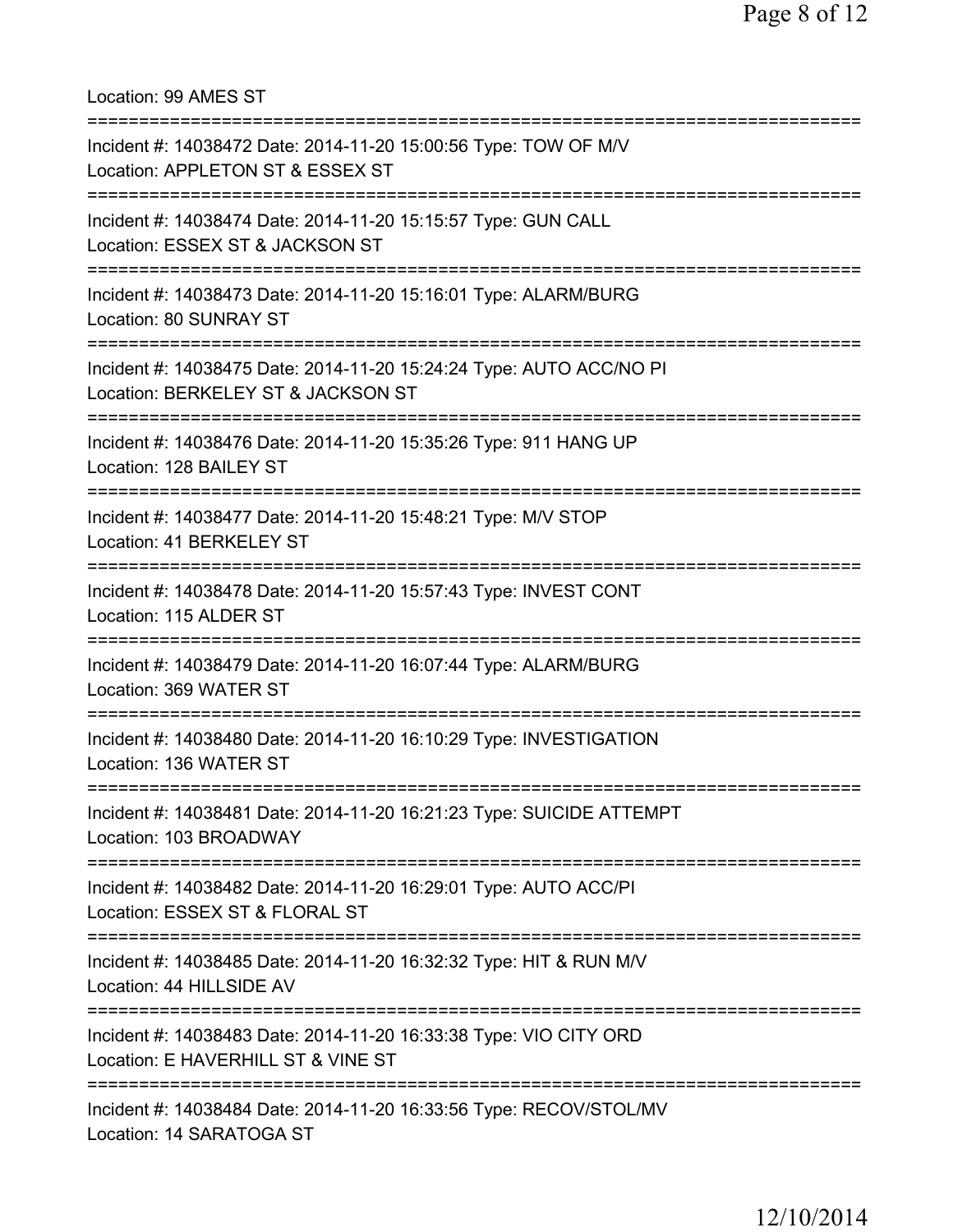Location: 99 AMES ST

===========================================================================

Incident #: 14038472 Date: 2014-11-20 15:00:56 Type: TOW OF M/V
Location: APPLETON ST & ESSEX ST

===========================================================================

Incident #: 14038474 Date: 2014-11-20 15:15:57 Type: GUN CALL
Location: ESSEX ST & JACKSON ST

===========================================================================

Incident #: 14038473 Date: 2014-11-20 15:16:01 Type: ALARM/BURG
Location: 80 SUNRAY ST

===========================================================================

Incident #: 14038475 Date: 2014-11-20 15:24:24 Type: AUTO ACC/NO PI
Location: BERKELEY ST & JACKSON ST

===========================================================================

Incident #: 14038476 Date: 2014-11-20 15:35:26 Type: 911 HANG UP
Location: 128 BAILEY ST

===========================================================================

Incident #: 14038477 Date: 2014-11-20 15:48:21 Type: M/V STOP
Location: 41 BERKELEY ST

===========================================================================

Incident #: 14038478 Date: 2014-11-20 15:57:43 Type: INVEST CONT
Location: 115 ALDER ST

===========================================================================

Incident #: 14038479 Date: 2014-11-20 16:07:44 Type: ALARM/BURG
Location: 369 WATER ST

===========================================================================

Incident #: 14038480 Date: 2014-11-20 16:10:29 Type: INVESTIGATION
Location: 136 WATER ST

===========================================================================

Incident #: 14038481 Date: 2014-11-20 16:21:23 Type: SUICIDE ATTEMPT
Location: 103 BROADWAY

===========================================================================

Incident #: 14038482 Date: 2014-11-20 16:29:01 Type: AUTO ACC/PI
Location: ESSEX ST & FLORAL ST

===========================================================================

Incident #: 14038485 Date: 2014-11-20 16:32:32 Type: HIT & RUN M/V
Location: 44 HILLSIDE AV

===========================================================================

Incident #: 14038483 Date: 2014-11-20 16:33:38 Type: VIO CITY ORD
Location: E HAVERHILL ST & VINE ST

===========================================================================

Incident #: 14038484 Date: 2014-11-20 16:33:56 Type: RECOV/STOL/MV
Location: 14 SARATOGA ST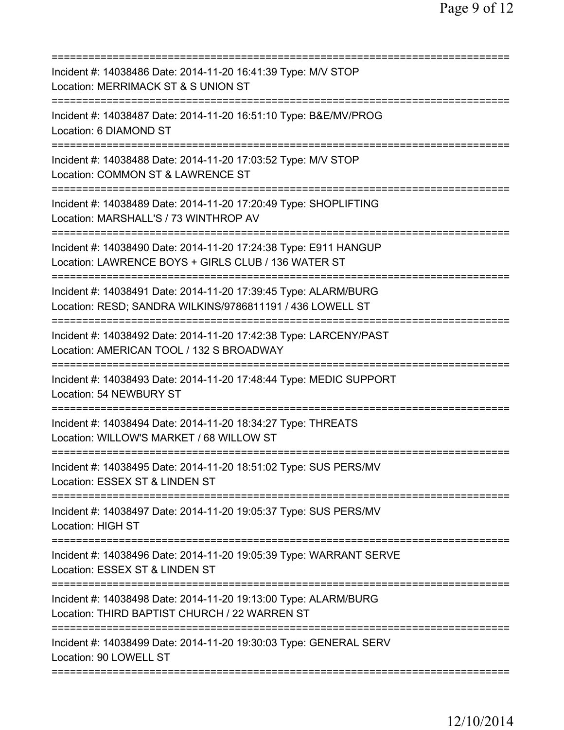===========================================================================

Incident #: 14038486 Date: 2014-11-20 16:41:39 Type: M/V STOP
Location: MERRIMACK ST & S UNION ST

===========================================================================

Incident #: 14038487 Date: 2014-11-20 16:51:10 Type: B&E/MV/PROG
Location: 6 DIAMOND ST

===========================================================================

Incident #: 14038488 Date: 2014-11-20 17:03:52 Type: M/V STOP
Location: COMMON ST & LAWRENCE ST

===========================================================================

Incident #: 14038489 Date: 2014-11-20 17:20:49 Type: SHOPLIFTING
Location: MARSHALL'S / 73 WINTHROP AV

===========================================================================

Incident #: 14038490 Date: 2014-11-20 17:24:38 Type: E911 HANGUP
Location: LAWRENCE BOYS + GIRLS CLUB / 136 WATER ST

===========================================================================

Incident #: 14038491 Date: 2014-11-20 17:39:45 Type: ALARM/BURG
Location: RESD; SANDRA WILKINS/9786811191 / 436 LOWELL ST

===========================================================================

Incident #: 14038492 Date: 2014-11-20 17:42:38 Type: LARCENY/PAST
Location: AMERICAN TOOL / 132 S BROADWAY

===========================================================================

Incident #: 14038493 Date: 2014-11-20 17:48:44 Type: MEDIC SUPPORT
Location: 54 NEWBURY ST

===========================================================================

Incident #: 14038494 Date: 2014-11-20 18:34:27 Type: THREATS
Location: WILLOW'S MARKET / 68 WILLOW ST

===========================================================================

Incident #: 14038495 Date: 2014-11-20 18:51:02 Type: SUS PERS/MV
Location: ESSEX ST & LINDEN ST

===========================================================================

Incident #: 14038497 Date: 2014-11-20 19:05:37 Type: SUS PERS/MV
Location: HIGH ST

===========================================================================

Incident #: 14038496 Date: 2014-11-20 19:05:39 Type: WARRANT SERVE
Location: ESSEX ST & LINDEN ST

===========================================================================

Incident #: 14038498 Date: 2014-11-20 19:13:00 Type: ALARM/BURG
Location: THIRD BAPTIST CHURCH / 22 WARREN ST

===========================================================================

Incident #: 14038499 Date: 2014-11-20 19:30:03 Type: GENERAL SERV
Location: 90 LOWELL ST

===========================================================================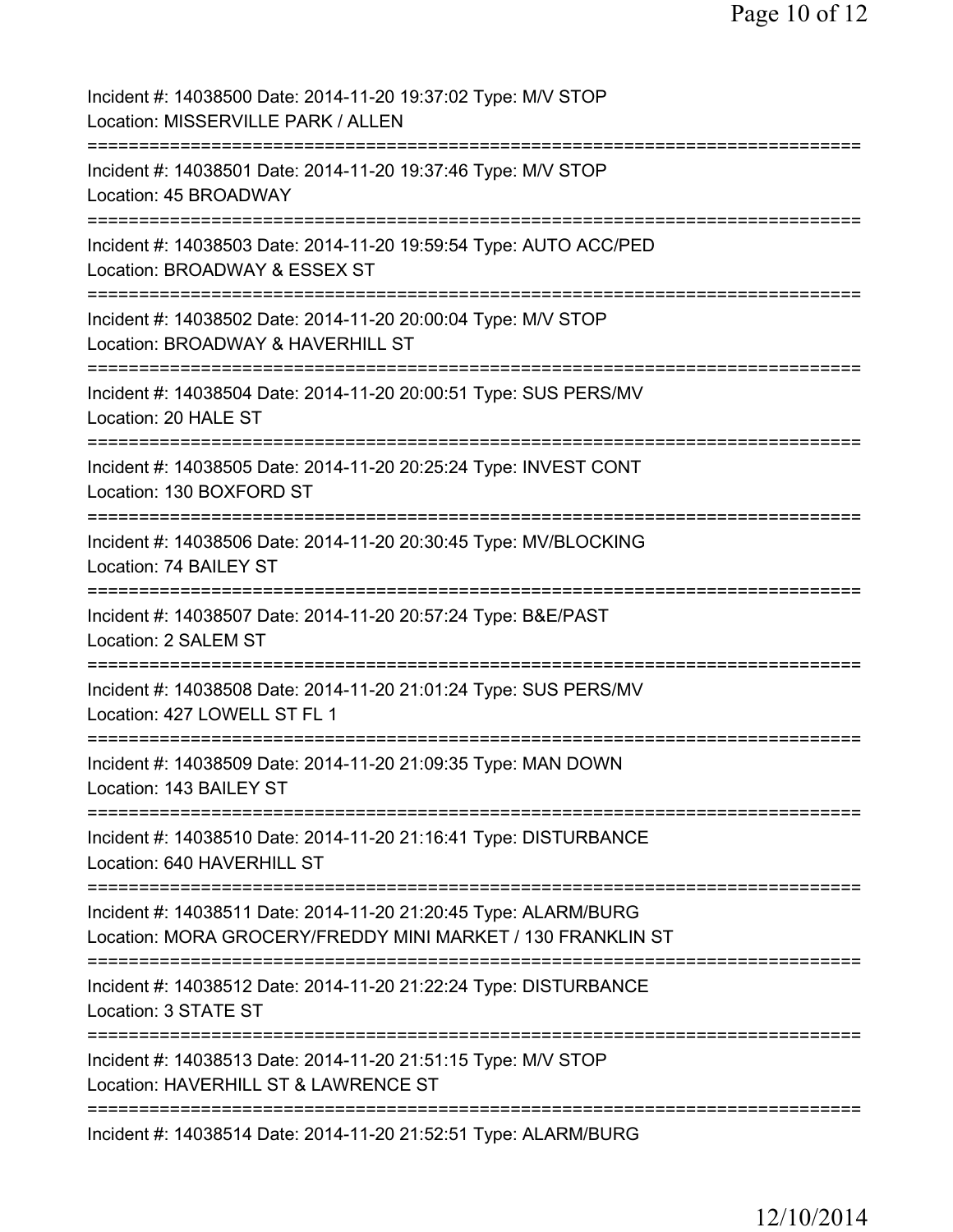Incident #: 14038500 Date: 2014-11-20 19:37:02 Type: M/V STOP
Location: MISSERVILLE PARK / ALLEN
===========================================================================
Incident #: 14038501 Date: 2014-11-20 19:37:46 Type: M/V STOP
Location: 45 BROADWAY
===========================================================================
Incident #: 14038503 Date: 2014-11-20 19:59:54 Type: AUTO ACC/PED
Location: BROADWAY & ESSEX ST
===========================================================================
Incident #: 14038502 Date: 2014-11-20 20:00:04 Type: M/V STOP
Location: BROADWAY & HAVERHILL ST
===========================================================================
Incident #: 14038504 Date: 2014-11-20 20:00:51 Type: SUS PERS/MV
Location: 20 HALE ST
===========================================================================
Incident #: 14038505 Date: 2014-11-20 20:25:24 Type: INVEST CONT
Location: 130 BOXFORD ST
===========================================================================
Incident #: 14038506 Date: 2014-11-20 20:30:45 Type: MV/BLOCKING
Location: 74 BAILEY ST
===========================================================================
Incident #: 14038507 Date: 2014-11-20 20:57:24 Type: B&E/PAST
Location: 2 SALEM ST
===========================================================================
Incident #: 14038508 Date: 2014-11-20 21:01:24 Type: SUS PERS/MV
Location: 427 LOWELL ST FL 1
===========================================================================
Incident #: 14038509 Date: 2014-11-20 21:09:35 Type: MAN DOWN
Location: 143 BAILEY ST
===========================================================================
Incident #: 14038510 Date: 2014-11-20 21:16:41 Type: DISTURBANCE
Location: 640 HAVERHILL ST
===========================================================================
Incident #: 14038511 Date: 2014-11-20 21:20:45 Type: ALARM/BURG
Location: MORA GROCERY/FREDDY MINI MARKET / 130 FRANKLIN ST
===========================================================================
Incident #: 14038512 Date: 2014-11-20 21:22:24 Type: DISTURBANCE
Location: 3 STATE ST
===========================================================================
Incident #: 14038513 Date: 2014-11-20 21:51:15 Type: M/V STOP
Location: HAVERHILL ST & LAWRENCE ST
===========================================================================
Incident #: 14038514 Date: 2014-11-20 21:52:51 Type: ALARM/BURG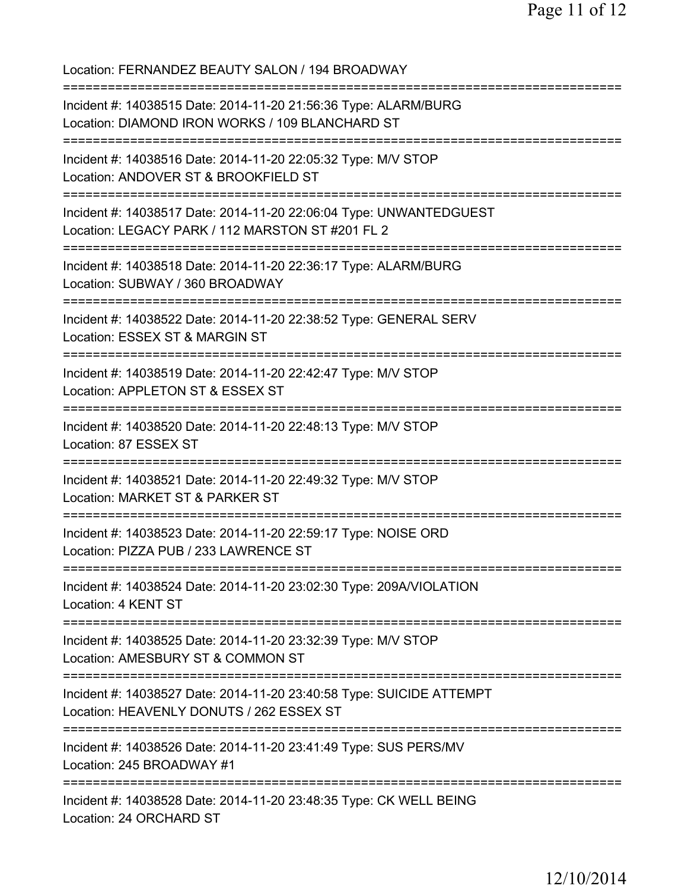Location: FERNANDEZ BEAUTY SALON / 194 BROADWAY

===========================================================================

Incident #: 14038515 Date: 2014-11-20 21:56:36 Type: ALARM/BURG
Location: DIAMOND IRON WORKS / 109 BLANCHARD ST

===========================================================================

Incident #: 14038516 Date: 2014-11-20 22:05:32 Type: M/V STOP
Location: ANDOVER ST & BROOKFIELD ST

===========================================================================

Incident #: 14038517 Date: 2014-11-20 22:06:04 Type: UNWANTEDGUEST
Location: LEGACY PARK / 112 MARSTON ST #201 FL 2

===========================================================================

Incident #: 14038518 Date: 2014-11-20 22:36:17 Type: ALARM/BURG
Location: SUBWAY / 360 BROADWAY

===========================================================================

Incident #: 14038522 Date: 2014-11-20 22:38:52 Type: GENERAL SERV
Location: ESSEX ST & MARGIN ST

===========================================================================

Incident #: 14038519 Date: 2014-11-20 22:42:47 Type: M/V STOP
Location: APPLETON ST & ESSEX ST

===========================================================================

Incident #: 14038520 Date: 2014-11-20 22:48:13 Type: M/V STOP
Location: 87 ESSEX ST

===========================================================================

Incident #: 14038521 Date: 2014-11-20 22:49:32 Type: M/V STOP
Location: MARKET ST & PARKER ST

===========================================================================

Incident #: 14038523 Date: 2014-11-20 22:59:17 Type: NOISE ORD
Location: PIZZA PUB / 233 LAWRENCE ST

===========================================================================

Incident #: 14038524 Date: 2014-11-20 23:02:30 Type: 209A/VIOLATION
Location: 4 KENT ST

===========================================================================

Incident #: 14038525 Date: 2014-11-20 23:32:39 Type: M/V STOP
Location: AMESBURY ST & COMMON ST

===========================================================================

Incident #: 14038527 Date: 2014-11-20 23:40:58 Type: SUICIDE ATTEMPT
Location: HEAVENLY DONUTS / 262 ESSEX ST

===========================================================================

Incident #: 14038526 Date: 2014-11-20 23:41:49 Type: SUS PERS/MV
Location: 245 BROADWAY #1

===========================================================================

Incident #: 14038528 Date: 2014-11-20 23:48:35 Type: CK WELL BEING
Location: 24 ORCHARD ST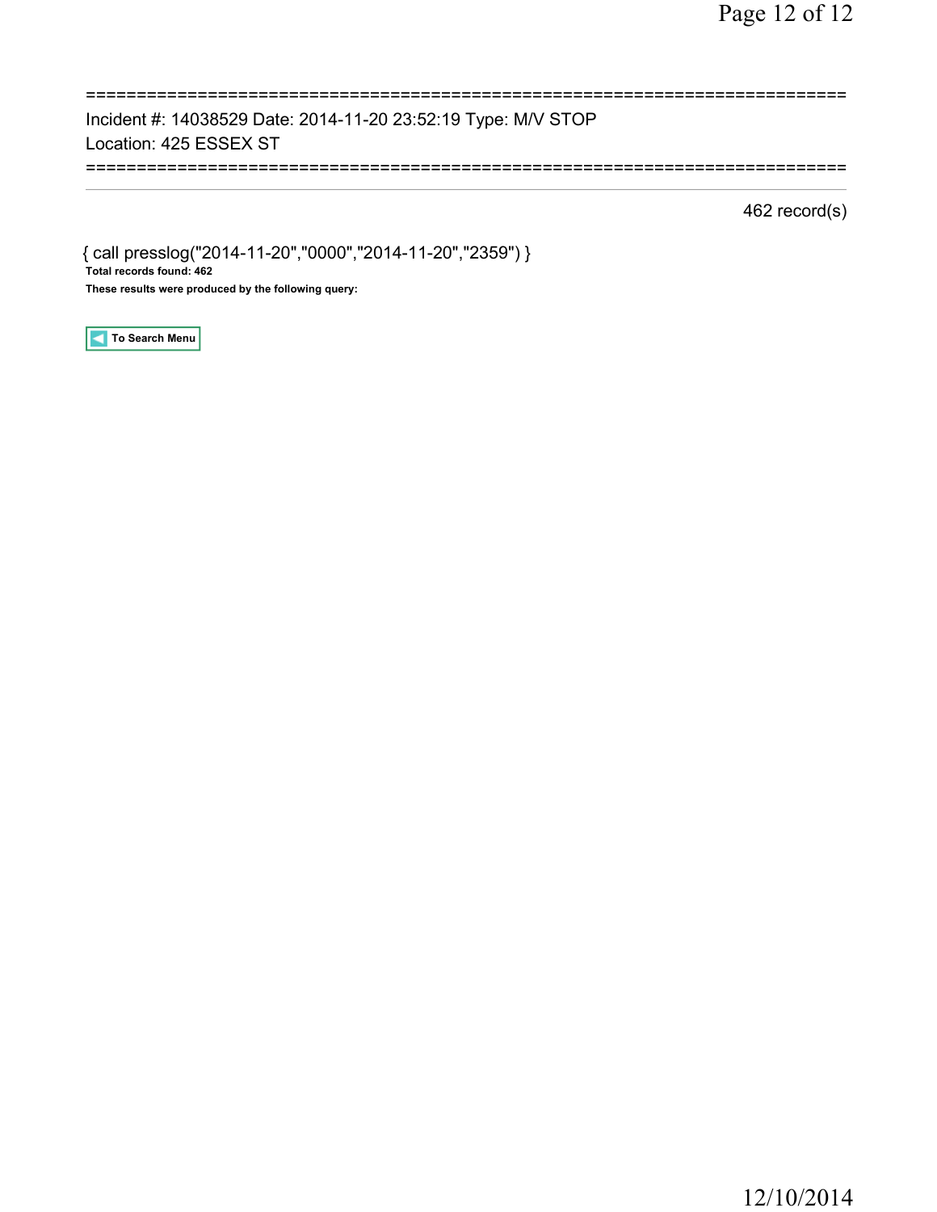===========================================================================

Incident #: 14038529 Date: 2014-11-20 23:52:19 Type: M/V STOP

Location: 425 ESSEX ST

===========================================================================

---

462 record(s)

{ call presslog("2014-11-20","0000","2014-11-20","2359") }

**Total records found: 462**

**These results were produced by the following query:**

To Search Menu